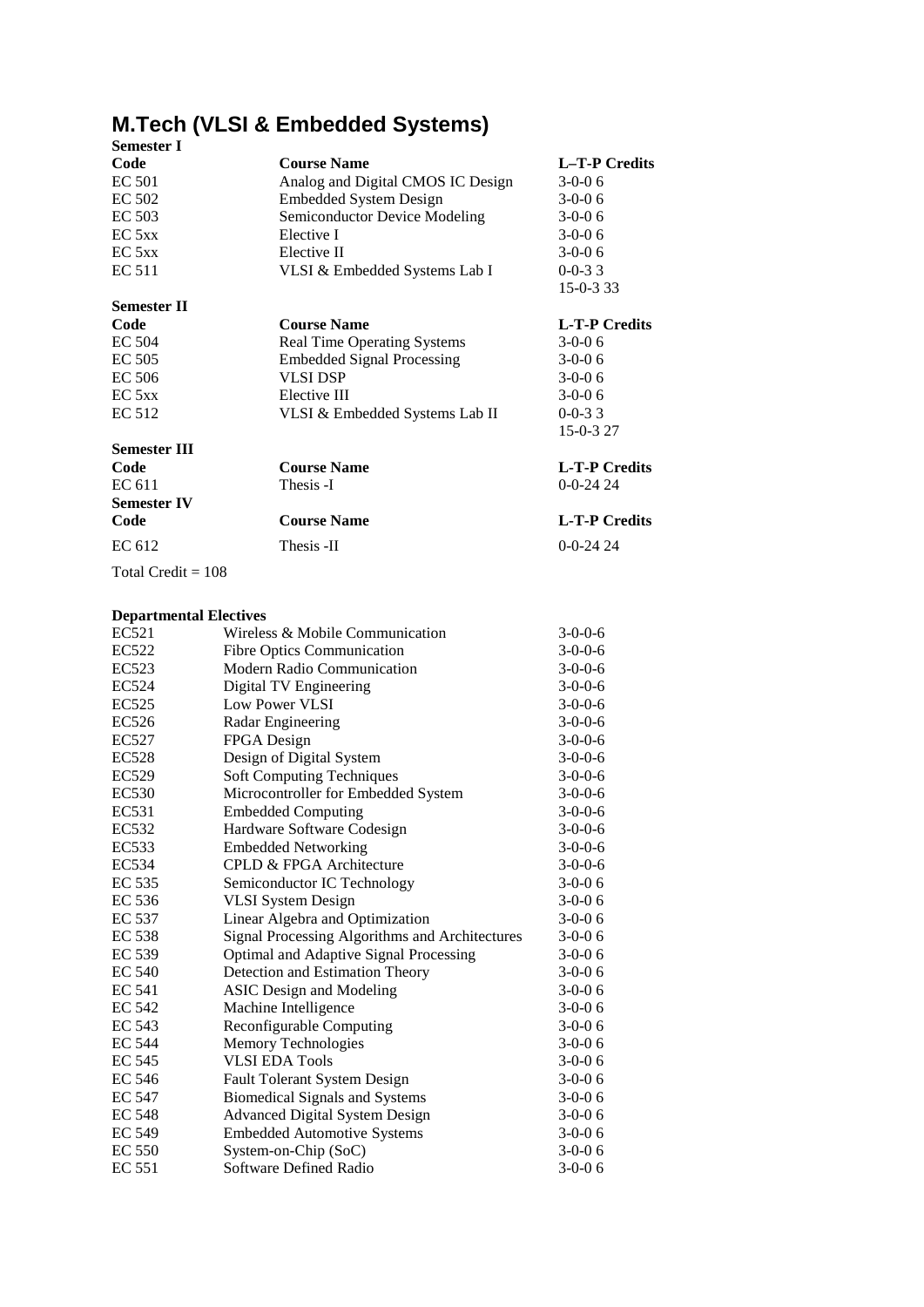# M.Tech (VLSI & Embedded Systems)

**Semester I**

| Code | Course Name | L–T-P Credits |
|---|---|---|
| EC 501 | Analog and Digital CMOS IC Design | 3-0-0 6 |
| EC 502 | Embedded System Design | 3-0-0 6 |
| EC 503 | Semiconductor Device Modeling | 3-0-0 6 |
| EC 5xx | Elective I | 3-0-0 6 |
| EC 5xx | Elective II | 3-0-0 6 |
| EC 511 | VLSI & Embedded Systems Lab I | 0-0-3 3 |
| | | 15-0-3 33 |

**Semester II**

| Code | Course Name | L-T-P Credits |
|---|---|---|
| EC 504 | Real Time Operating Systems | 3-0-0 6 |
| EC 505 | Embedded Signal Processing | 3-0-0 6 |
| EC 506 | VLSI DSP | 3-0-0 6 |
| EC 5xx | Elective III | 3-0-0 6 |
| EC 512 | VLSI & Embedded Systems Lab II | 0-0-3 3 |
| | | 15-0-3 27 |

**Semester III**

| Code | Course Name | L-T-P Credits |
|---|---|---|
| EC 611 | Thesis -I | 0-0-24 24 |

**Semester IV**

| Code | Course Name | L-T-P Credits |
|---|---|---|
| EC 612 | Thesis -II | 0-0-24 24 |

Total Credit = 108

**Departmental Electives**

| Code | Course Name | L-T-P Credits |
|---|---|---|
| EC521 | Wireless & Mobile Communication | 3-0-0-6 |
| EC522 | Fibre Optics Communication | 3-0-0-6 |
| EC523 | Modern Radio Communication | 3-0-0-6 |
| EC524 | Digital TV Engineering | 3-0-0-6 |
| EC525 | Low Power VLSI | 3-0-0-6 |
| EC526 | Radar Engineering | 3-0-0-6 |
| EC527 | FPGA Design | 3-0-0-6 |
| EC528 | Design of Digital System | 3-0-0-6 |
| EC529 | Soft Computing Techniques | 3-0-0-6 |
| EC530 | Microcontroller for Embedded System | 3-0-0-6 |
| EC531 | Embedded Computing | 3-0-0-6 |
| EC532 | Hardware Software Codesign | 3-0-0-6 |
| EC533 | Embedded Networking | 3-0-0-6 |
| EC534 | CPLD & FPGA Architecture | 3-0-0-6 |
| EC 535 | Semiconductor IC Technology | 3-0-0 6 |
| EC 536 | VLSI System Design | 3-0-0 6 |
| EC 537 | Linear Algebra and Optimization | 3-0-0 6 |
| EC 538 | Signal Processing Algorithms and Architectures | 3-0-0 6 |
| EC 539 | Optimal and Adaptive Signal Processing | 3-0-0 6 |
| EC 540 | Detection and Estimation Theory | 3-0-0 6 |
| EC 541 | ASIC Design and Modeling | 3-0-0 6 |
| EC 542 | Machine Intelligence | 3-0-0 6 |
| EC 543 | Reconfigurable Computing | 3-0-0 6 |
| EC 544 | Memory Technologies | 3-0-0 6 |
| EC 545 | VLSI EDA Tools | 3-0-0 6 |
| EC 546 | Fault Tolerant System Design | 3-0-0 6 |
| EC 547 | Biomedical Signals and Systems | 3-0-0 6 |
| EC 548 | Advanced Digital System Design | 3-0-0 6 |
| EC 549 | Embedded Automotive Systems | 3-0-0 6 |
| EC 550 | System-on-Chip (SoC) | 3-0-0 6 |
| EC 551 | Software Defined Radio | 3-0-0 6 |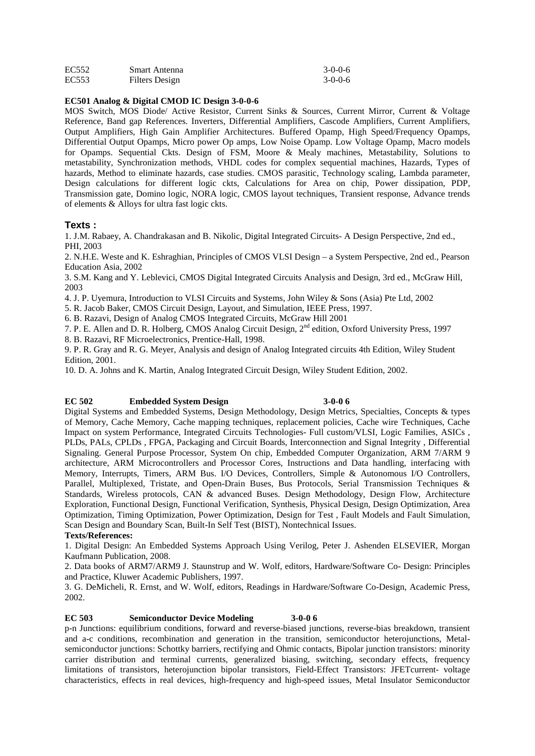| | | |
|---|---|---|
| EC552 | Smart Antenna | 3-0-0-6 |
| EC553 | Filters Design | 3-0-0-6 |

**EC501 Analog & Digital CMOD IC Design 3-0-0-6**

MOS Switch, MOS Diode/ Active Resistor, Current Sinks & Sources, Current Mirror, Current & Voltage Reference, Band gap References. Inverters, Differential Amplifiers, Cascode Amplifiers, Current Amplifiers, Output Amplifiers, High Gain Amplifier Architectures. Buffered Opamp, High Speed/Frequency Opamps, Differential Output Opamps, Micro power Op amps, Low Noise Opamp. Low Voltage Opamp, Macro models for Opamps. Sequential Ckts. Design of FSM, Moore & Mealy machines, Metastability, Solutions to metastability, Synchronization methods, VHDL codes for complex sequential machines, Hazards, Types of hazards, Method to eliminate hazards, case studies. CMOS parasitic, Technology scaling, Lambda parameter, Design calculations for different logic ckts, Calculations for Area on chip, Power dissipation, PDP, Transmission gate, Domino logic, NORA logic, CMOS layout techniques, Transient response, Advance trends of elements & Alloys for ultra fast logic ckts.

## Texts :

1. J.M. Rabaey, A. Chandrakasan and B. Nikolic, Digital Integrated Circuits- A Design Perspective, 2nd ed., PHI, 2003
2. N.H.E. Weste and K. Eshraghian, Principles of CMOS VLSI Design – a System Perspective, 2nd ed., Pearson Education Asia, 2002
3. S.M. Kang and Y. Leblevici, CMOS Digital Integrated Circuits Analysis and Design, 3rd ed., McGraw Hill, 2003
4. J. P. Uyemura, Introduction to VLSI Circuits and Systems, John Wiley & Sons (Asia) Pte Ltd, 2002
5. R. Jacob Baker, CMOS Circuit Design, Layout, and Simulation, IEEE Press, 1997.
6. B. Razavi, Design of Analog CMOS Integrated Circuits, McGraw Hill 2001
7. P. E. Allen and D. R. Holberg, CMOS Analog Circuit Design, 2nd edition, Oxford University Press, 1997
8. B. Razavi, RF Microelectronics, Prentice-Hall, 1998.
9. P. R. Gray and R. G. Meyer, Analysis and design of Analog Integrated circuits 4th Edition, Wiley Student Edition, 2001.
10. D. A. Johns and K. Martin, Analog Integrated Circuit Design, Wiley Student Edition, 2002.

**EC 502 Embedded System Design 3-0-0 6**

Digital Systems and Embedded Systems, Design Methodology, Design Metrics, Specialties, Concepts & types of Memory, Cache Memory, Cache mapping techniques, replacement policies, Cache wire Techniques, Cache Impact on system Performance, Integrated Circuits Technologies- Full custom/VLSI, Logic Families, ASICs , PLDs, PALs, CPLDs , FPGA, Packaging and Circuit Boards, Interconnection and Signal Integrity , Differential Signaling. General Purpose Processor, System On chip, Embedded Computer Organization, ARM 7/ARM 9 architecture, ARM Microcontrollers and Processor Cores, Instructions and Data handling, interfacing with Memory, Interrupts, Timers, ARM Bus. I/O Devices, Controllers, Simple & Autonomous I/O Controllers, Parallel, Multiplexed, Tristate, and Open-Drain Buses, Bus Protocols, Serial Transmission Techniques & Standards, Wireless protocols, CAN & advanced Buses. Design Methodology, Design Flow, Architecture Exploration, Functional Design, Functional Verification, Synthesis, Physical Design, Design Optimization, Area Optimization, Timing Optimization, Power Optimization, Design for Test , Fault Models and Fault Simulation, Scan Design and Boundary Scan, Built-In Self Test (BIST), Nontechnical Issues.

**Texts/References:**

1. Digital Design: An Embedded Systems Approach Using Verilog, Peter J. Ashenden ELSEVIER, Morgan Kaufmann Publication, 2008.
2. Data books of ARM7/ARM9 J. Staunstrup and W. Wolf, editors, Hardware/Software Co- Design: Principles and Practice, Kluwer Academic Publishers, 1997.
3. G. DeMicheli, R. Ernst, and W. Wolf, editors, Readings in Hardware/Software Co-Design, Academic Press, 2002.

**EC 503 Semiconductor Device Modeling 3-0-0 6**

p-n Junctions: equilibrium conditions, forward and reverse-biased junctions, reverse-bias breakdown, transient and a-c conditions, recombination and generation in the transition, semiconductor heterojunctions, Metal-semiconductor junctions: Schottky barriers, rectifying and Ohmic contacts, Bipolar junction transistors: minority carrier distribution and terminal currents, generalized biasing, switching, secondary effects, frequency limitations of transistors, heterojunction bipolar transistors, Field-Effect Transistors: JFETcurrent- voltage characteristics, effects in real devices, high-frequency and high-speed issues, Metal Insulator Semiconductor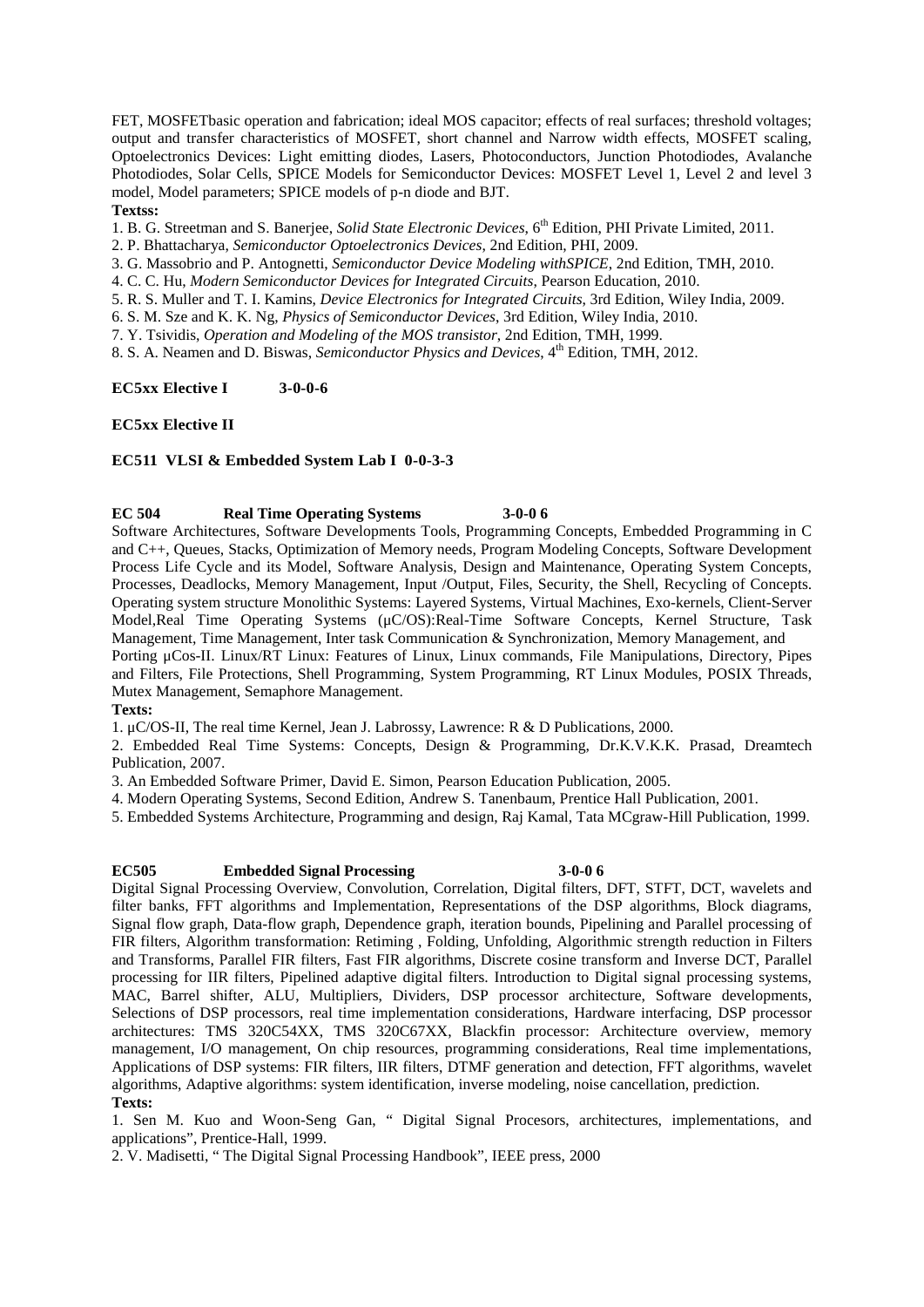FET, MOSFETbasic operation and fabrication; ideal MOS capacitor; effects of real surfaces; threshold voltages; output and transfer characteristics of MOSFET, short channel and Narrow width effects, MOSFET scaling, Optoelectronics Devices: Light emitting diodes, Lasers, Photoconductors, Junction Photodiodes, Avalanche Photodiodes, Solar Cells, SPICE Models for Semiconductor Devices: MOSFET Level 1, Level 2 and level 3 model, Model parameters; SPICE models of p-n diode and BJT.

**Textss:**

1. B. G. Streetman and S. Banerjee, *Solid State Electronic Devices*, 6th Edition, PHI Private Limited, 2011.
2. P. Bhattacharya, *Semiconductor Optoelectronics Devices*, 2nd Edition, PHI, 2009.
3. G. Massobrio and P. Antognetti, *Semiconductor Device Modeling withSPICE*, 2nd Edition, TMH, 2010.
4. C. C. Hu, *Modern Semiconductor Devices for Integrated Circuits*, Pearson Education, 2010.
5. R. S. Muller and T. I. Kamins, *Device Electronics for Integrated Circuits*, 3rd Edition, Wiley India, 2009.
6. S. M. Sze and K. K. Ng, *Physics of Semiconductor Devices*, 3rd Edition, Wiley India, 2010.
7. Y. Tsividis, *Operation and Modeling of the MOS transistor*, 2nd Edition, TMH, 1999.
8. S. A. Neamen and D. Biswas, *Semiconductor Physics and Devices*, 4th Edition, TMH, 2012.

**EC5xx Elective I 3-0-0-6**

**EC5xx Elective II**

**EC511 VLSI & Embedded System Lab I 0-0-3-3**

**EC 504 Real Time Operating Systems 3-0-0 6**

Software Architectures, Software Developments Tools, Programming Concepts, Embedded Programming in C and C++, Queues, Stacks, Optimization of Memory needs, Program Modeling Concepts, Software Development Process Life Cycle and its Model, Software Analysis, Design and Maintenance, Operating System Concepts, Processes, Deadlocks, Memory Management, Input /Output, Files, Security, the Shell, Recycling of Concepts. Operating system structure Monolithic Systems: Layered Systems, Virtual Machines, Exo-kernels, Client-Server Model,Real Time Operating Systems (µC/OS):Real-Time Software Concepts, Kernel Structure, Task Management, Time Management, Inter task Communication & Synchronization, Memory Management, and Porting µCos-II. Linux/RT Linux: Features of Linux, Linux commands, File Manipulations, Directory, Pipes and Filters, File Protections, Shell Programming, System Programming, RT Linux Modules, POSIX Threads, Mutex Management, Semaphore Management.

**Texts:**

1. µC/OS-II, The real time Kernel, Jean J. Labrossy, Lawrence: R & D Publications, 2000.
2. Embedded Real Time Systems: Concepts, Design & Programming, Dr.K.V.K.K. Prasad, Dreamtech Publication, 2007.
3. An Embedded Software Primer, David E. Simon, Pearson Education Publication, 2005.
4. Modern Operating Systems, Second Edition, Andrew S. Tanenbaum, Prentice Hall Publication, 2001.
5. Embedded Systems Architecture, Programming and design, Raj Kamal, Tata MCgraw-Hill Publication, 1999.

**EC505 Embedded Signal Processing 3-0-0 6**

Digital Signal Processing Overview, Convolution, Correlation, Digital filters, DFT, STFT, DCT, wavelets and filter banks, FFT algorithms and Implementation, Representations of the DSP algorithms, Block diagrams, Signal flow graph, Data-flow graph, Dependence graph, iteration bounds, Pipelining and Parallel processing of FIR filters, Algorithm transformation: Retiming , Folding, Unfolding, Algorithmic strength reduction in Filters and Transforms, Parallel FIR filters, Fast FIR algorithms, Discrete cosine transform and Inverse DCT, Parallel processing for IIR filters, Pipelined adaptive digital filters. Introduction to Digital signal processing systems, MAC, Barrel shifter, ALU, Multipliers, Dividers, DSP processor architecture, Software developments, Selections of DSP processors, real time implementation considerations, Hardware interfacing, DSP processor architectures: TMS 320C54XX, TMS 320C67XX, Blackfin processor: Architecture overview, memory management, I/O management, On chip resources, programming considerations, Real time implementations, Applications of DSP systems: FIR filters, IIR filters, DTMF generation and detection, FFT algorithms, wavelet algorithms, Adaptive algorithms: system identification, inverse modeling, noise cancellation, prediction.

**Texts:**

1. Sen M. Kuo and Woon-Seng Gan, " Digital Signal Procesors, architectures, implementations, and applications", Prentice-Hall, 1999.
2. V. Madisetti, " The Digital Signal Processing Handbook", IEEE press, 2000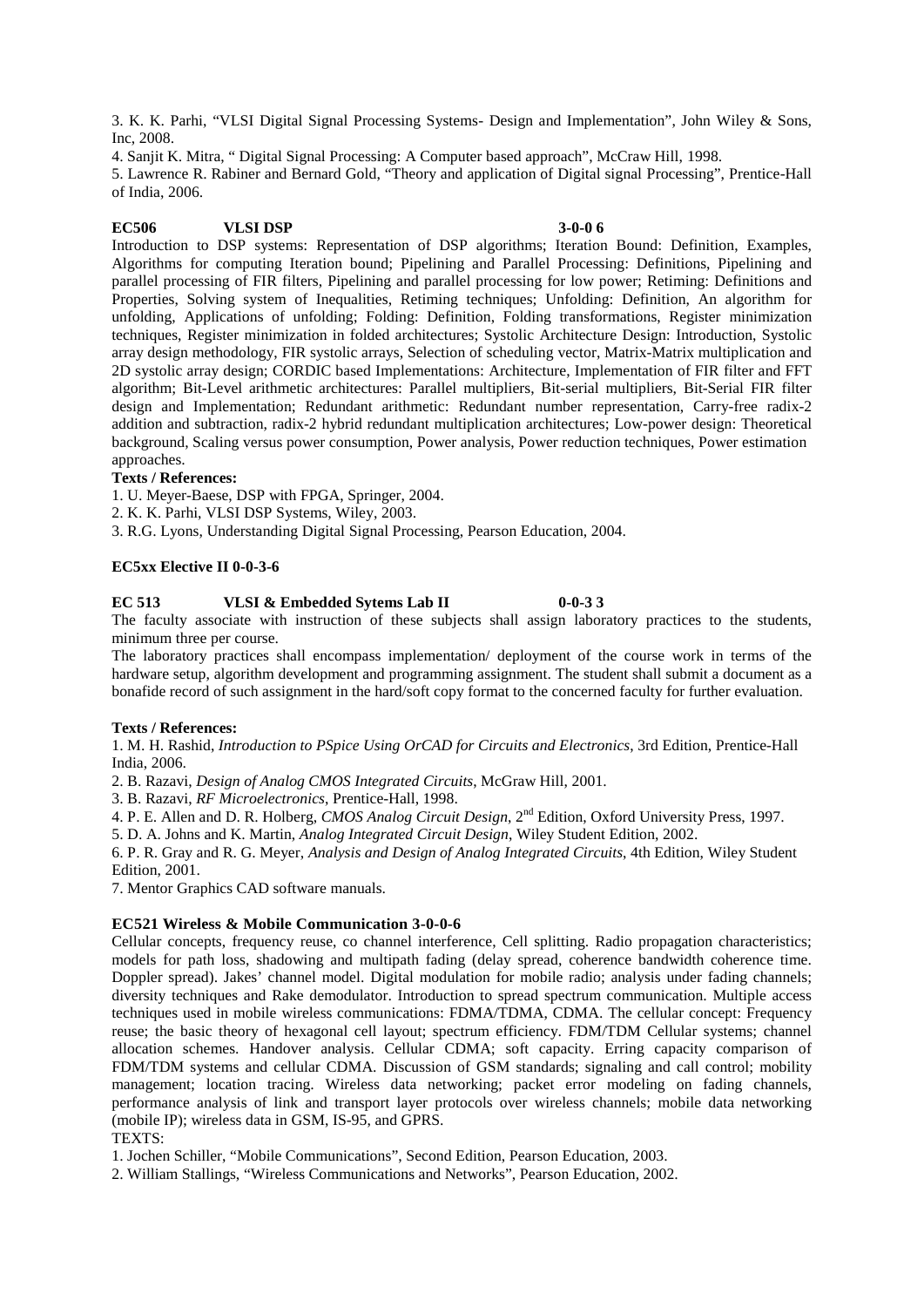3. K. K. Parhi, "VLSI Digital Signal Processing Systems- Design and Implementation", John Wiley & Sons, Inc, 2008.

4. Sanjit K. Mitra, " Digital Signal Processing: A Computer based approach", McCraw Hill, 1998.

5. Lawrence R. Rabiner and Bernard Gold, "Theory and application of Digital signal Processing", Prentice-Hall of India, 2006.

**EC506 VLSI DSP 3-0-0 6**

Introduction to DSP systems: Representation of DSP algorithms; Iteration Bound: Definition, Examples, Algorithms for computing Iteration bound; Pipelining and Parallel Processing: Definitions, Pipelining and parallel processing of FIR filters, Pipelining and parallel processing for low power; Retiming: Definitions and Properties, Solving system of Inequalities, Retiming techniques; Unfolding: Definition, An algorithm for unfolding, Applications of unfolding; Folding: Definition, Folding transformations, Register minimization techniques, Register minimization in folded architectures; Systolic Architecture Design: Introduction, Systolic array design methodology, FIR systolic arrays, Selection of scheduling vector, Matrix-Matrix multiplication and 2D systolic array design; CORDIC based Implementations: Architecture, Implementation of FIR filter and FFT algorithm; Bit-Level arithmetic architectures: Parallel multipliers, Bit-serial multipliers, Bit-Serial FIR filter design and Implementation; Redundant arithmetic: Redundant number representation, Carry-free radix-2 addition and subtraction, radix-2 hybrid redundant multiplication architectures; Low-power design: Theoretical background, Scaling versus power consumption, Power analysis, Power reduction techniques, Power estimation approaches.

**Texts / References:**

1. U. Meyer-Baese, DSP with FPGA, Springer, 2004.
2. K. K. Parhi, VLSI DSP Systems, Wiley, 2003.
3. R.G. Lyons, Understanding Digital Signal Processing, Pearson Education, 2004.

**EC5xx Elective II 0-0-3-6**

**EC 513 VLSI & Embedded Sytems Lab II 0-0-3 3**

The faculty associate with instruction of these subjects shall assign laboratory practices to the students, minimum three per course.

The laboratory practices shall encompass implementation/ deployment of the course work in terms of the hardware setup, algorithm development and programming assignment. The student shall submit a document as a bonafide record of such assignment in the hard/soft copy format to the concerned faculty for further evaluation.

**Texts / References:**

1. M. H. Rashid, *Introduction to PSpice Using OrCAD for Circuits and Electronics*, 3rd Edition, Prentice-Hall India, 2006.
2. B. Razavi, *Design of Analog CMOS Integrated Circuits*, McGraw Hill, 2001.
3. B. Razavi, *RF Microelectronics*, Prentice-Hall, 1998.
4. P. E. Allen and D. R. Holberg, *CMOS Analog Circuit Design*, 2nd Edition, Oxford University Press, 1997.
5. D. A. Johns and K. Martin, *Analog Integrated Circuit Design*, Wiley Student Edition, 2002.
6. P. R. Gray and R. G. Meyer, *Analysis and Design of Analog Integrated Circuits*, 4th Edition, Wiley Student Edition, 2001.
7. Mentor Graphics CAD software manuals.

**EC521 Wireless & Mobile Communication 3-0-0-6**

Cellular concepts, frequency reuse, co channel interference, Cell splitting. Radio propagation characteristics; models for path loss, shadowing and multipath fading (delay spread, coherence bandwidth coherence time. Doppler spread). Jakes' channel model. Digital modulation for mobile radio; analysis under fading channels; diversity techniques and Rake demodulator. Introduction to spread spectrum communication. Multiple access techniques used in mobile wireless communications: FDMA/TDMA, CDMA. The cellular concept: Frequency reuse; the basic theory of hexagonal cell layout; spectrum efficiency. FDM/TDM Cellular systems; channel allocation schemes. Handover analysis. Cellular CDMA; soft capacity. Erring capacity comparison of FDM/TDM systems and cellular CDMA. Discussion of GSM standards; signaling and call control; mobility management; location tracing. Wireless data networking; packet error modeling on fading channels, performance analysis of link and transport layer protocols over wireless channels; mobile data networking (mobile IP); wireless data in GSM, IS-95, and GPRS.

TEXTS:

1. Jochen Schiller, "Mobile Communications", Second Edition, Pearson Education, 2003.
2. William Stallings, "Wireless Communications and Networks", Pearson Education, 2002.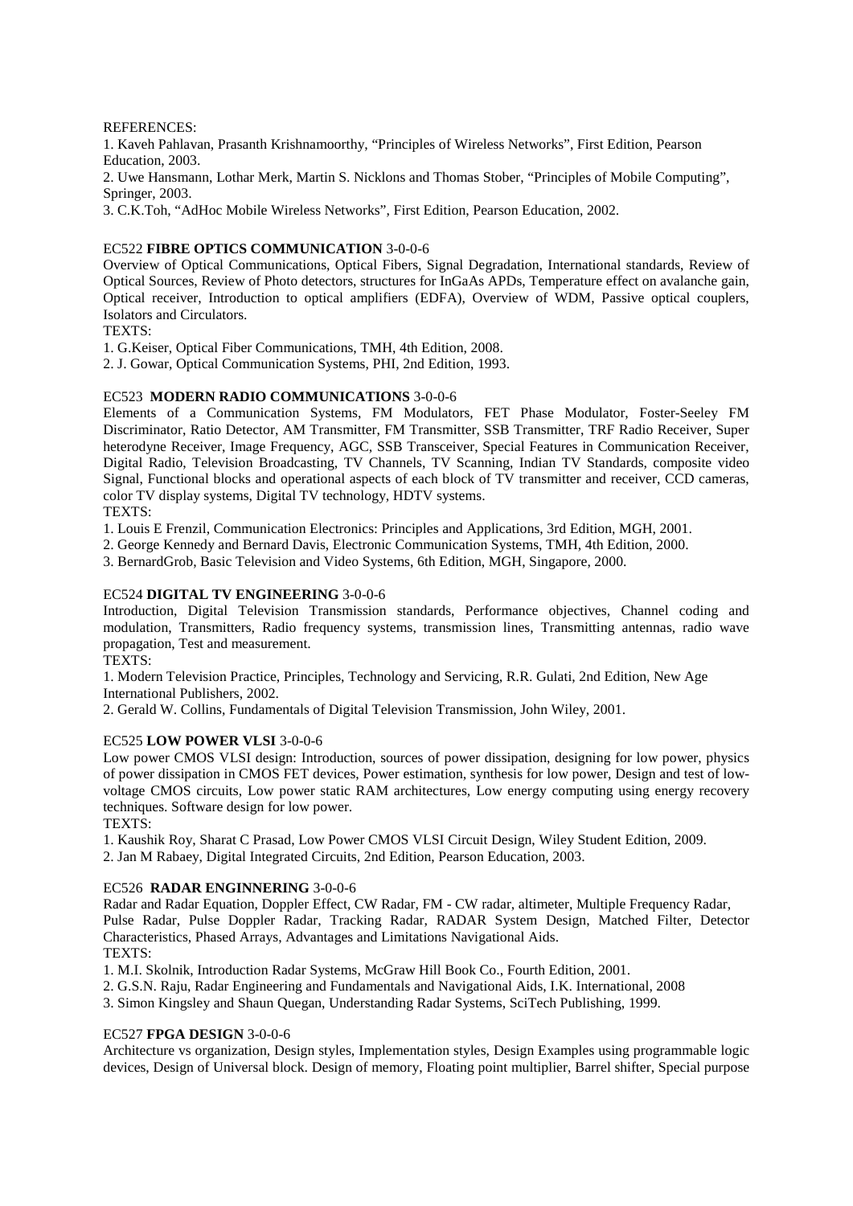REFERENCES:

1. Kaveh Pahlavan, Prasanth Krishnamoorthy, "Principles of Wireless Networks", First Edition, Pearson Education, 2003.
2. Uwe Hansmann, Lothar Merk, Martin S. Nicklons and Thomas Stober, "Principles of Mobile Computing", Springer, 2003.
3. C.K.Toh, "AdHoc Mobile Wireless Networks", First Edition, Pearson Education, 2002.

EC522 **FIBRE OPTICS COMMUNICATION** 3-0-0-6

Overview of Optical Communications, Optical Fibers, Signal Degradation, International standards, Review of Optical Sources, Review of Photo detectors, structures for InGaAs APDs, Temperature effect on avalanche gain, Optical receiver, Introduction to optical amplifiers (EDFA), Overview of WDM, Passive optical couplers, Isolators and Circulators.

TEXTS:

1. G.Keiser, Optical Fiber Communications, TMH, 4th Edition, 2008.
2. J. Gowar, Optical Communication Systems, PHI, 2nd Edition, 1993.

EC523 **MODERN RADIO COMMUNICATIONS** 3-0-0-6

Elements of a Communication Systems, FM Modulators, FET Phase Modulator, Foster-Seeley FM Discriminator, Ratio Detector, AM Transmitter, FM Transmitter, SSB Transmitter, TRF Radio Receiver, Super heterodyne Receiver, Image Frequency, AGC, SSB Transceiver, Special Features in Communication Receiver, Digital Radio, Television Broadcasting, TV Channels, TV Scanning, Indian TV Standards, composite video Signal, Functional blocks and operational aspects of each block of TV transmitter and receiver, CCD cameras, color TV display systems, Digital TV technology, HDTV systems.

TEXTS:

1. Louis E Frenzil, Communication Electronics: Principles and Applications, 3rd Edition, MGH, 2001.
2. George Kennedy and Bernard Davis, Electronic Communication Systems, TMH, 4th Edition, 2000.
3. BernardGrob, Basic Television and Video Systems, 6th Edition, MGH, Singapore, 2000.

EC524 **DIGITAL TV ENGINEERING** 3-0-0-6

Introduction, Digital Television Transmission standards, Performance objectives, Channel coding and modulation, Transmitters, Radio frequency systems, transmission lines, Transmitting antennas, radio wave propagation, Test and measurement.

TEXTS:

1. Modern Television Practice, Principles, Technology and Servicing, R.R. Gulati, 2nd Edition, New Age International Publishers, 2002.
2. Gerald W. Collins, Fundamentals of Digital Television Transmission, John Wiley, 2001.

EC525 **LOW POWER VLSI** 3-0-0-6

Low power CMOS VLSI design: Introduction, sources of power dissipation, designing for low power, physics of power dissipation in CMOS FET devices, Power estimation, synthesis for low power, Design and test of low-voltage CMOS circuits, Low power static RAM architectures, Low energy computing using energy recovery techniques. Software design for low power.

TEXTS:

1. Kaushik Roy, Sharat C Prasad, Low Power CMOS VLSI Circuit Design, Wiley Student Edition, 2009.
2. Jan M Rabaey, Digital Integrated Circuits, 2nd Edition, Pearson Education, 2003.

EC526 **RADAR ENGINNERING** 3-0-0-6

Radar and Radar Equation, Doppler Effect, CW Radar, FM - CW radar, altimeter, Multiple Frequency Radar, Pulse Radar, Pulse Doppler Radar, Tracking Radar, RADAR System Design, Matched Filter, Detector Characteristics, Phased Arrays, Advantages and Limitations Navigational Aids.

TEXTS:

1. M.I. Skolnik, Introduction Radar Systems, McGraw Hill Book Co., Fourth Edition, 2001.
2. G.S.N. Raju, Radar Engineering and Fundamentals and Navigational Aids, I.K. International, 2008
3. Simon Kingsley and Shaun Quegan, Understanding Radar Systems, SciTech Publishing, 1999.

EC527 **FPGA DESIGN** 3-0-0-6

Architecture vs organization, Design styles, Implementation styles, Design Examples using programmable logic devices, Design of Universal block. Design of memory, Floating point multiplier, Barrel shifter, Special purpose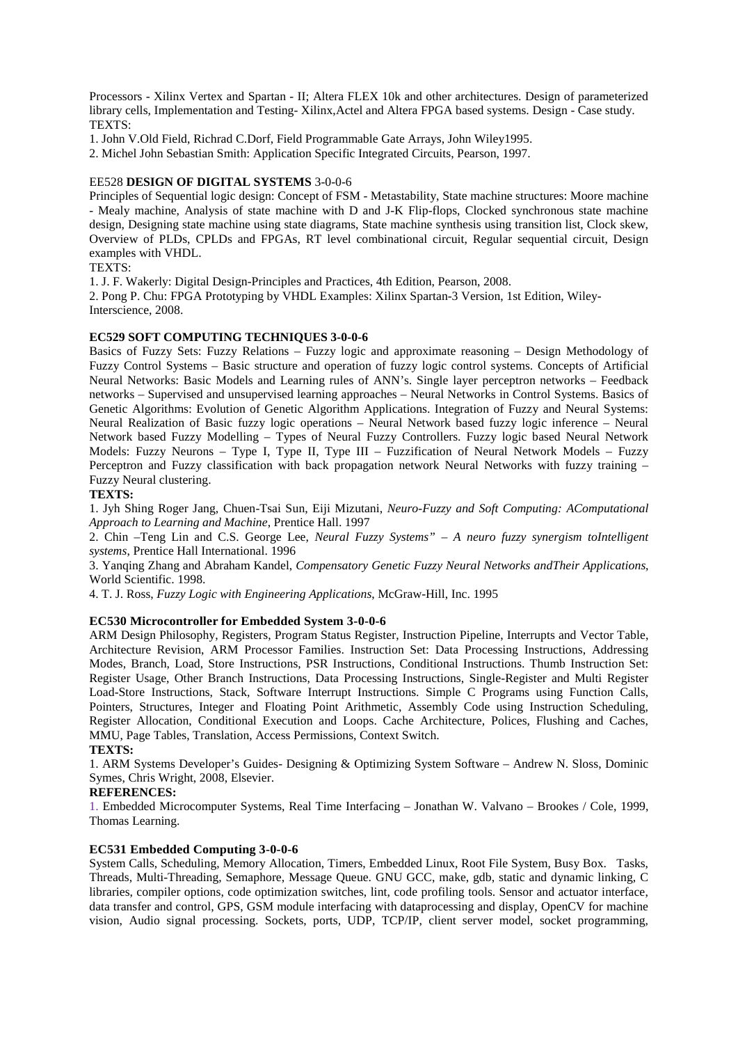Processors - Xilinx Vertex and Spartan - II; Altera FLEX 10k and other architectures. Design of parameterized library cells, Implementation and Testing- Xilinx,Actel and Altera FPGA based systems. Design - Case study.
TEXTS:

1. John V.Old Field, Richrad C.Dorf, Field Programmable Gate Arrays, John Wiley1995.
2. Michel John Sebastian Smith: Application Specific Integrated Circuits, Pearson, 1997.

EE528 **DESIGN OF DIGITAL SYSTEMS** 3-0-0-6

Principles of Sequential logic design: Concept of FSM - Metastability, State machine structures: Moore machine - Mealy machine, Analysis of state machine with D and J-K Flip-flops, Clocked synchronous state machine design, Designing state machine using state diagrams, State machine synthesis using transition list, Clock skew, Overview of PLDs, CPLDs and FPGAs, RT level combinational circuit, Regular sequential circuit, Design examples with VHDL.

TEXTS:

1. J. F. Wakerly: Digital Design-Principles and Practices, 4th Edition, Pearson, 2008.
2. Pong P. Chu: FPGA Prototyping by VHDL Examples: Xilinx Spartan-3 Version, 1st Edition, Wiley-Interscience, 2008.

**EC529 SOFT COMPUTING TECHNIQUES 3-0-0-6**

Basics of Fuzzy Sets: Fuzzy Relations – Fuzzy logic and approximate reasoning – Design Methodology of Fuzzy Control Systems – Basic structure and operation of fuzzy logic control systems. Concepts of Artificial Neural Networks: Basic Models and Learning rules of ANN's. Single layer perceptron networks – Feedback networks – Supervised and unsupervised learning approaches – Neural Networks in Control Systems. Basics of Genetic Algorithms: Evolution of Genetic Algorithm Applications. Integration of Fuzzy and Neural Systems: Neural Realization of Basic fuzzy logic operations – Neural Network based fuzzy logic inference – Neural Network based Fuzzy Modelling – Types of Neural Fuzzy Controllers. Fuzzy logic based Neural Network Models: Fuzzy Neurons – Type I, Type II, Type III – Fuzzification of Neural Network Models – Fuzzy Perceptron and Fuzzy classification with back propagation network Neural Networks with fuzzy training – Fuzzy Neural clustering.

**TEXTS:**

1. Jyh Shing Roger Jang, Chuen-Tsai Sun, Eiji Mizutani, *Neuro-Fuzzy and Soft Computing: AComputational Approach to Learning and Machine*, Prentice Hall. 1997
2. Chin –Teng Lin and C.S. George Lee, *Neural Fuzzy Systems" – A neuro fuzzy synergism toIntelligent systems*, Prentice Hall International. 1996
3. Yanqing Zhang and Abraham Kandel, *Compensatory Genetic Fuzzy Neural Networks andTheir Applications*, World Scientific. 1998.
4. T. J. Ross, *Fuzzy Logic with Engineering Applications*, McGraw-Hill, Inc. 1995

**EC530 Microcontroller for Embedded System 3-0-0-6**

ARM Design Philosophy, Registers, Program Status Register, Instruction Pipeline, Interrupts and Vector Table, Architecture Revision, ARM Processor Families. Instruction Set: Data Processing Instructions, Addressing Modes, Branch, Load, Store Instructions, PSR Instructions, Conditional Instructions. Thumb Instruction Set: Register Usage, Other Branch Instructions, Data Processing Instructions, Single-Register and Multi Register Load-Store Instructions, Stack, Software Interrupt Instructions. Simple C Programs using Function Calls, Pointers, Structures, Integer and Floating Point Arithmetic, Assembly Code using Instruction Scheduling, Register Allocation, Conditional Execution and Loops. Cache Architecture, Polices, Flushing and Caches, MMU, Page Tables, Translation, Access Permissions, Context Switch.

**TEXTS:**

1. ARM Systems Developer's Guides- Designing & Optimizing System Software – Andrew N. Sloss, Dominic Symes, Chris Wright, 2008, Elsevier.

**REFERENCES:**

1. Embedded Microcomputer Systems, Real Time Interfacing – Jonathan W. Valvano – Brookes / Cole, 1999, Thomas Learning.

**EC531 Embedded Computing 3-0-0-6**

System Calls, Scheduling, Memory Allocation, Timers, Embedded Linux, Root File System, Busy Box. Tasks, Threads, Multi-Threading, Semaphore, Message Queue. GNU GCC, make, gdb, static and dynamic linking, C libraries, compiler options, code optimization switches, lint, code profiling tools. Sensor and actuator interface, data transfer and control, GPS, GSM module interfacing with dataprocessing and display, OpenCV for machine vision, Audio signal processing. Sockets, ports, UDP, TCP/IP, client server model, socket programming,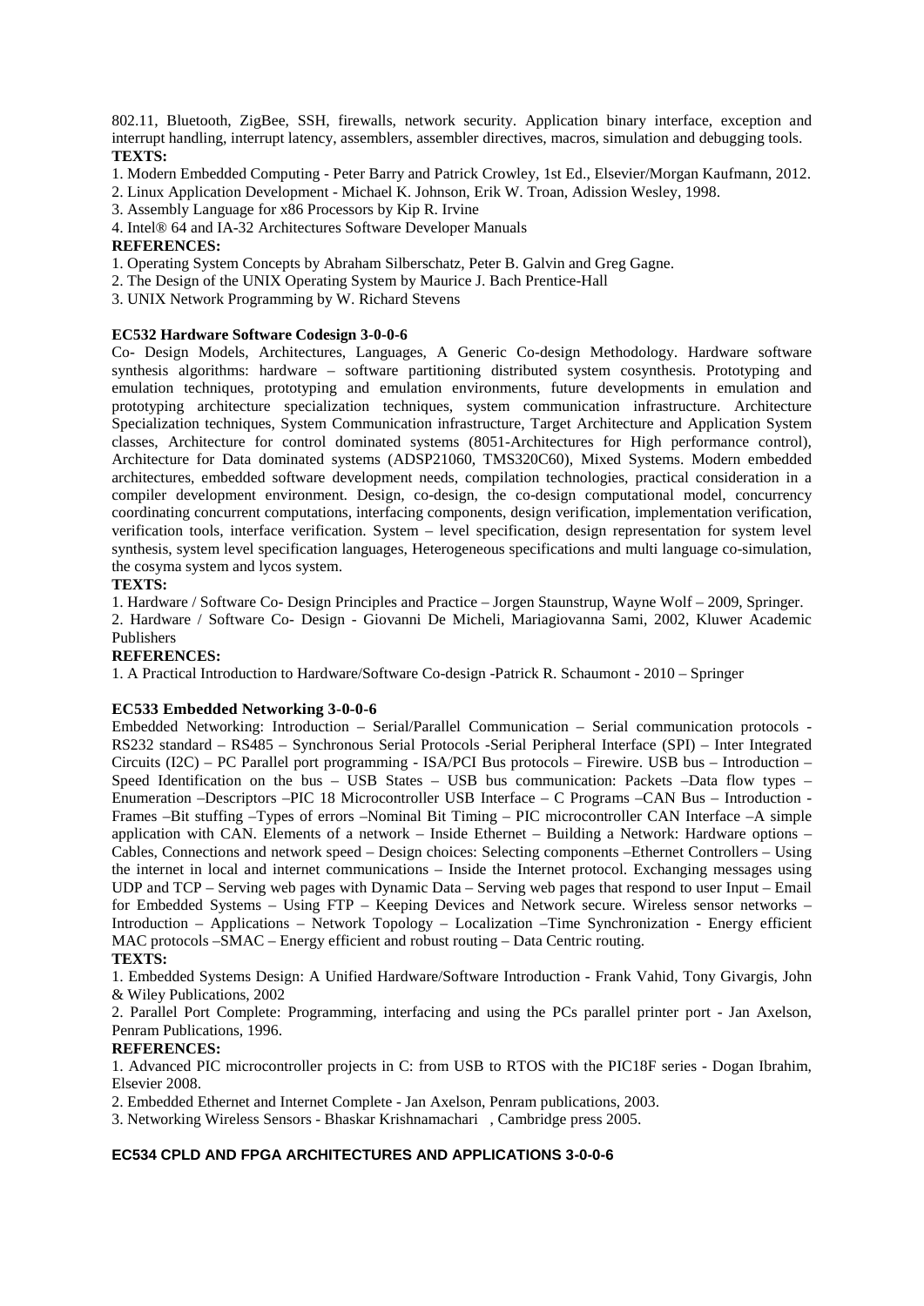802.11, Bluetooth, ZigBee, SSH, firewalls, network security. Application binary interface, exception and interrupt handling, interrupt latency, assemblers, assembler directives, macros, simulation and debugging tools.

**TEXTS:**

1. Modern Embedded Computing - Peter Barry and Patrick Crowley, 1st Ed., Elsevier/Morgan Kaufmann, 2012.
2. Linux Application Development - Michael K. Johnson, Erik W. Troan, Adission Wesley, 1998.
3. Assembly Language for x86 Processors by Kip R. Irvine
4. Intel® 64 and IA-32 Architectures Software Developer Manuals

**REFERENCES:**

1. Operating System Concepts by Abraham Silberschatz, Peter B. Galvin and Greg Gagne.
2. The Design of the UNIX Operating System by Maurice J. Bach Prentice-Hall
3. UNIX Network Programming by W. Richard Stevens

### EC532 Hardware Software Codesign 3-0-0-6

Co- Design Models, Architectures, Languages, A Generic Co-design Methodology. Hardware software synthesis algorithms: hardware – software partitioning distributed system cosynthesis. Prototyping and emulation techniques, prototyping and emulation environments, future developments in emulation and prototyping architecture specialization techniques, system communication infrastructure. Architecture Specialization techniques, System Communication infrastructure, Target Architecture and Application System classes, Architecture for control dominated systems (8051-Architectures for High performance control), Architecture for Data dominated systems (ADSP21060, TMS320C60), Mixed Systems. Modern embedded architectures, embedded software development needs, compilation technologies, practical consideration in a compiler development environment. Design, co-design, the co-design computational model, concurrency coordinating concurrent computations, interfacing components, design verification, implementation verification, verification tools, interface verification. System – level specification, design representation for system level synthesis, system level specification languages, Heterogeneous specifications and multi language co-simulation, the cosyma system and lycos system.

**TEXTS:**

1. Hardware / Software Co- Design Principles and Practice – Jorgen Staunstrup, Wayne Wolf – 2009, Springer.
2. Hardware / Software Co- Design - Giovanni De Micheli, Mariagiovanna Sami, 2002, Kluwer Academic Publishers

**REFERENCES:**

1. A Practical Introduction to Hardware/Software Co-design -Patrick R. Schaumont - 2010 – Springer

### EC533 Embedded Networking 3-0-0-6

Embedded Networking: Introduction – Serial/Parallel Communication – Serial communication protocols - RS232 standard – RS485 – Synchronous Serial Protocols -Serial Peripheral Interface (SPI) – Inter Integrated Circuits (I2C) – PC Parallel port programming - ISA/PCI Bus protocols – Firewire. USB bus – Introduction – Speed Identification on the bus – USB States – USB bus communication: Packets –Data flow types – Enumeration –Descriptors –PIC 18 Microcontroller USB Interface – C Programs –CAN Bus – Introduction - Frames –Bit stuffing –Types of errors –Nominal Bit Timing – PIC microcontroller CAN Interface –A simple application with CAN. Elements of a network – Inside Ethernet – Building a Network: Hardware options – Cables, Connections and network speed – Design choices: Selecting components –Ethernet Controllers – Using the internet in local and internet communications – Inside the Internet protocol. Exchanging messages using UDP and TCP – Serving web pages with Dynamic Data – Serving web pages that respond to user Input – Email for Embedded Systems – Using FTP – Keeping Devices and Network secure. Wireless sensor networks – Introduction – Applications – Network Topology – Localization –Time Synchronization - Energy efficient MAC protocols –SMAC – Energy efficient and robust routing – Data Centric routing.

**TEXTS:**

1. Embedded Systems Design: A Unified Hardware/Software Introduction - Frank Vahid, Tony Givargis, John & Wiley Publications, 2002
2. Parallel Port Complete: Programming, interfacing and using the PCs parallel printer port - Jan Axelson, Penram Publications, 1996.

**REFERENCES:**

1. Advanced PIC microcontroller projects in C: from USB to RTOS with the PIC18F series - Dogan Ibrahim, Elsevier 2008.
2. Embedded Ethernet and Internet Complete - Jan Axelson, Penram publications, 2003.
3. Networking Wireless Sensors - Bhaskar Krishnamachari , Cambridge press 2005.

### EC534 CPLD AND FPGA ARCHITECTURES AND APPLICATIONS 3-0-0-6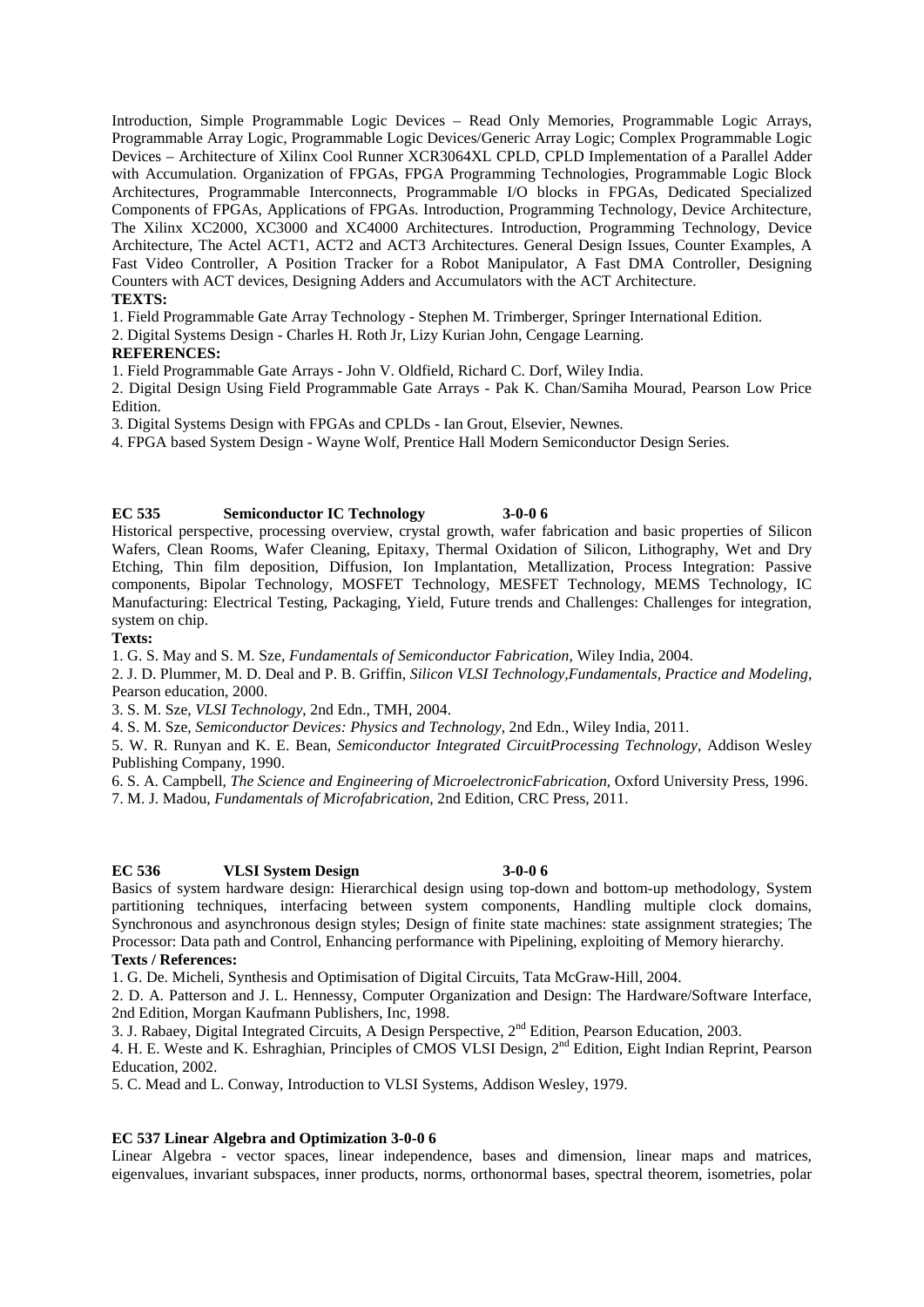Introduction, Simple Programmable Logic Devices – Read Only Memories, Programmable Logic Arrays, Programmable Array Logic, Programmable Logic Devices/Generic Array Logic; Complex Programmable Logic Devices – Architecture of Xilinx Cool Runner XCR3064XL CPLD, CPLD Implementation of a Parallel Adder with Accumulation. Organization of FPGAs, FPGA Programming Technologies, Programmable Logic Block Architectures, Programmable Interconnects, Programmable I/O blocks in FPGAs, Dedicated Specialized Components of FPGAs, Applications of FPGAs. Introduction, Programming Technology, Device Architecture, The Xilinx XC2000, XC3000 and XC4000 Architectures. Introduction, Programming Technology, Device Architecture, The Actel ACT1, ACT2 and ACT3 Architectures. General Design Issues, Counter Examples, A Fast Video Controller, A Position Tracker for a Robot Manipulator, A Fast DMA Controller, Designing Counters with ACT devices, Designing Adders and Accumulators with the ACT Architecture.

**TEXTS:**

1. Field Programmable Gate Array Technology - Stephen M. Trimberger, Springer International Edition.
2. Digital Systems Design - Charles H. Roth Jr, Lizy Kurian John, Cengage Learning.

**REFERENCES:**

1. Field Programmable Gate Arrays - John V. Oldfield, Richard C. Dorf, Wiley India.
2. Digital Design Using Field Programmable Gate Arrays - Pak K. Chan/Samiha Mourad, Pearson Low Price Edition.
3. Digital Systems Design with FPGAs and CPLDs - Ian Grout, Elsevier, Newnes.
4. FPGA based System Design - Wayne Wolf, Prentice Hall Modern Semiconductor Design Series.

## EC 535 Semiconductor IC Technology 3-0-0 6

Historical perspective, processing overview, crystal growth, wafer fabrication and basic properties of Silicon Wafers, Clean Rooms, Wafer Cleaning, Epitaxy, Thermal Oxidation of Silicon, Lithography, Wet and Dry Etching, Thin film deposition, Diffusion, Ion Implantation, Metallization, Process Integration: Passive components, Bipolar Technology, MOSFET Technology, MESFET Technology, MEMS Technology, IC Manufacturing: Electrical Testing, Packaging, Yield, Future trends and Challenges: Challenges for integration, system on chip.

**Texts:**

1. G. S. May and S. M. Sze, *Fundamentals of Semiconductor Fabrication*, Wiley India, 2004.
2. J. D. Plummer, M. D. Deal and P. B. Griffin, *Silicon VLSI Technology,Fundamentals, Practice and Modeling*, Pearson education, 2000.
3. S. M. Sze, *VLSI Technology*, 2nd Edn., TMH, 2004.
4. S. M. Sze, *Semiconductor Devices: Physics and Technology*, 2nd Edn., Wiley India, 2011.
5. W. R. Runyan and K. E. Bean, *Semiconductor Integrated CircuitProcessing Technology*, Addison Wesley Publishing Company, 1990.
6. S. A. Campbell, *The Science and Engineering of MicroelectronicFabrication*, Oxford University Press, 1996.
7. M. J. Madou, *Fundamentals of Microfabrication*, 2nd Edition, CRC Press, 2011.

## EC 536 VLSI System Design 3-0-0 6

Basics of system hardware design: Hierarchical design using top-down and bottom-up methodology, System partitioning techniques, interfacing between system components, Handling multiple clock domains, Synchronous and asynchronous design styles; Design of finite state machines: state assignment strategies; The Processor: Data path and Control, Enhancing performance with Pipelining, exploiting of Memory hierarchy.

**Texts / References:**

1. G. De. Micheli, Synthesis and Optimisation of Digital Circuits, Tata McGraw-Hill, 2004.
2. D. A. Patterson and J. L. Hennessy, Computer Organization and Design: The Hardware/Software Interface, 2nd Edition, Morgan Kaufmann Publishers, Inc, 1998.
3. J. Rabaey, Digital Integrated Circuits, A Design Perspective, 2nd Edition, Pearson Education, 2003.
4. H. E. Weste and K. Eshraghian, Principles of CMOS VLSI Design, 2nd Edition, Eight Indian Reprint, Pearson Education, 2002.
5. C. Mead and L. Conway, Introduction to VLSI Systems, Addison Wesley, 1979.

## EC 537 Linear Algebra and Optimization 3-0-0 6

Linear Algebra - vector spaces, linear independence, bases and dimension, linear maps and matrices, eigenvalues, invariant subspaces, inner products, norms, orthonormal bases, spectral theorem, isometries, polar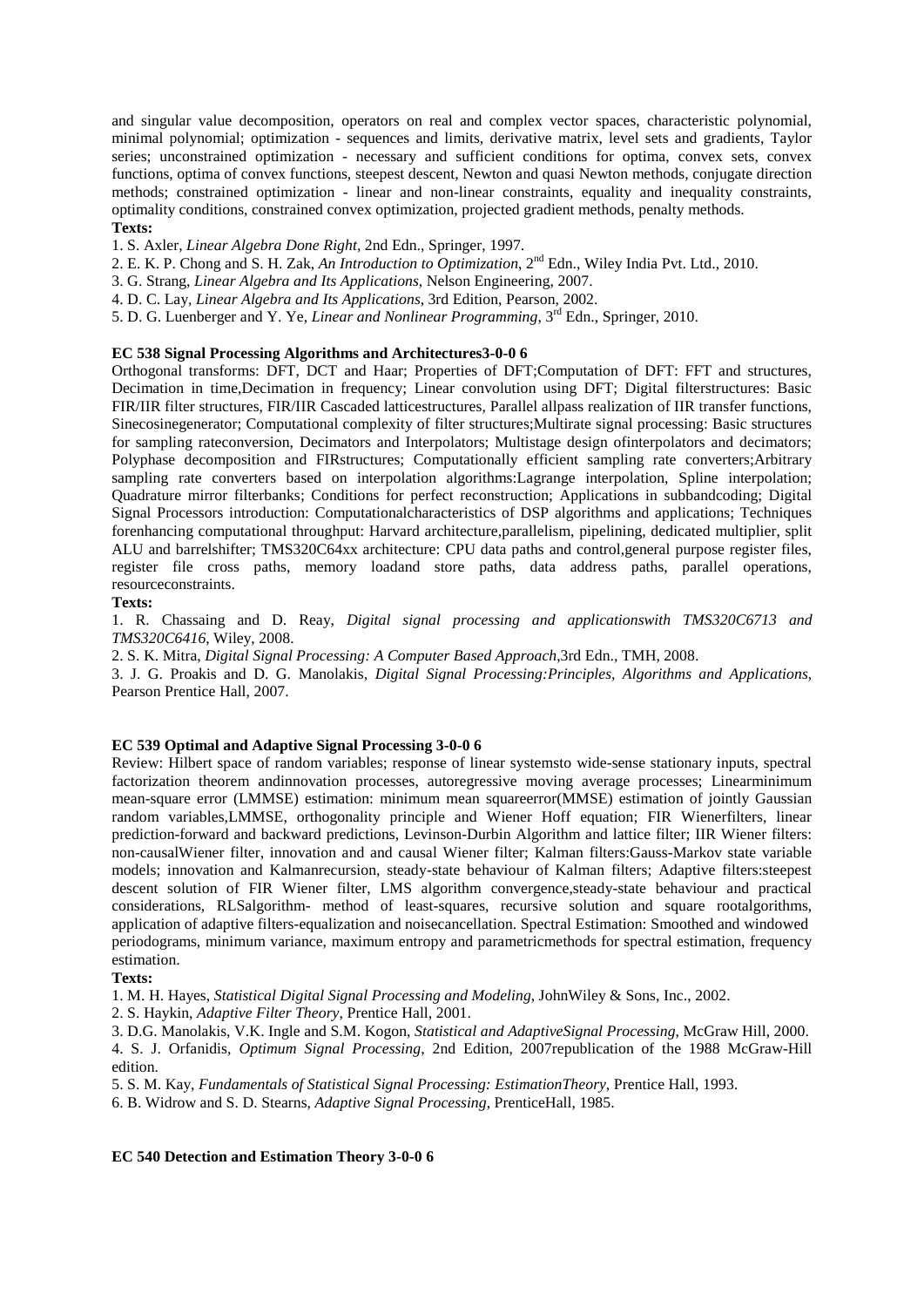and singular value decomposition, operators on real and complex vector spaces, characteristic polynomial, minimal polynomial; optimization - sequences and limits, derivative matrix, level sets and gradients, Taylor series; unconstrained optimization - necessary and sufficient conditions for optima, convex sets, convex functions, optima of convex functions, steepest descent, Newton and quasi Newton methods, conjugate direction methods; constrained optimization - linear and non-linear constraints, equality and inequality constraints, optimality conditions, constrained convex optimization, projected gradient methods, penalty methods.

**Texts:**

1. S. Axler, *Linear Algebra Done Right*, 2nd Edn., Springer, 1997.
2. E. K. P. Chong and S. H. Zak, *An Introduction to Optimization*, 2nd Edn., Wiley India Pvt. Ltd., 2010.
3. G. Strang, *Linear Algebra and Its Applications*, Nelson Engineering, 2007.
4. D. C. Lay, *Linear Algebra and Its Applications*, 3rd Edition, Pearson, 2002.
5. D. G. Luenberger and Y. Ye, *Linear and Nonlinear Programming*, 3rd Edn., Springer, 2010.

**EC 538 Signal Processing Algorithms and Architectures3-0-0 6**

Orthogonal transforms: DFT, DCT and Haar; Properties of DFT;Computation of DFT: FFT and structures, Decimation in time,Decimation in frequency; Linear convolution using DFT; Digital filterstructures: Basic FIR/IIR filter structures, FIR/IIR Cascaded latticestructures, Parallel allpass realization of IIR transfer functions, Sinecosinegenerator; Computational complexity of filter structures;Multirate signal processing: Basic structures for sampling rateconversion, Decimators and Interpolators; Multistage design ofinterpolators and decimators; Polyphase decomposition and FIRstructures; Computationally efficient sampling rate converters;Arbitrary sampling rate converters based on interpolation algorithms:Lagrange interpolation, Spline interpolation; Quadrature mirror filterbanks; Conditions for perfect reconstruction; Applications in subbandcoding; Digital Signal Processors introduction: Computationalcharacteristics of DSP algorithms and applications; Techniques forenhancing computational throughput: Harvard architecture,parallelism, pipelining, dedicated multiplier, split ALU and barrelshifter; TMS320C64xx architecture: CPU data paths and control,general purpose register files, register file cross paths, memory loadand store paths, data address paths, parallel operations, resourceconstraints.

**Texts:**

1. R. Chassaing and D. Reay, *Digital signal processing and applicationswith TMS320C6713 and TMS320C6416*, Wiley, 2008.
2. S. K. Mitra, *Digital Signal Processing: A Computer Based Approach*,3rd Edn., TMH, 2008.
3. J. G. Proakis and D. G. Manolakis, *Digital Signal Processing:Principles, Algorithms and Applications*, Pearson Prentice Hall, 2007.

**EC 539 Optimal and Adaptive Signal Processing 3-0-0 6**

Review: Hilbert space of random variables; response of linear systemsto wide-sense stationary inputs, spectral factorization theorem andinnovation processes, autoregressive moving average processes; Linearminimum mean-square error (LMMSE) estimation: minimum mean squareerror(MMSE) estimation of jointly Gaussian random variables,LMMSE, orthogonality principle and Wiener Hoff equation; FIR Wienerfilters, linear prediction-forward and backward predictions, Levinson-Durbin Algorithm and lattice filter; IIR Wiener filters: non-causalWiener filter, innovation and and causal Wiener filter; Kalman filters:Gauss-Markov state variable models; innovation and Kalmanrecursion, steady-state behaviour of Kalman filters; Adaptive filters:steepest descent solution of FIR Wiener filter, LMS algorithm convergence,steady-state behaviour and practical considerations, RLSalgorithm- method of least-squares, recursive solution and square rootalgorithms, application of adaptive filters-equalization and noisecancellation. Spectral Estimation: Smoothed and windowed periodograms, minimum variance, maximum entropy and parametricmethods for spectral estimation, frequency estimation.

**Texts:**

1. M. H. Hayes, *Statistical Digital Signal Processing and Modeling*, JohnWiley & Sons, Inc., 2002.
2. S. Haykin, *Adaptive Filter Theory*, Prentice Hall, 2001.
3. D.G. Manolakis, V.K. Ingle and S.M. Kogon, *Statistical and AdaptiveSignal Processing*, McGraw Hill, 2000.
4. S. J. Orfanidis, *Optimum Signal Processing*, 2nd Edition, 2007republication of the 1988 McGraw-Hill edition.
5. S. M. Kay, *Fundamentals of Statistical Signal Processing: EstimationTheory*, Prentice Hall, 1993.
6. B. Widrow and S. D. Stearns, *Adaptive Signal Processing*, PrenticeHall, 1985.

**EC 540 Detection and Estimation Theory 3-0-0 6**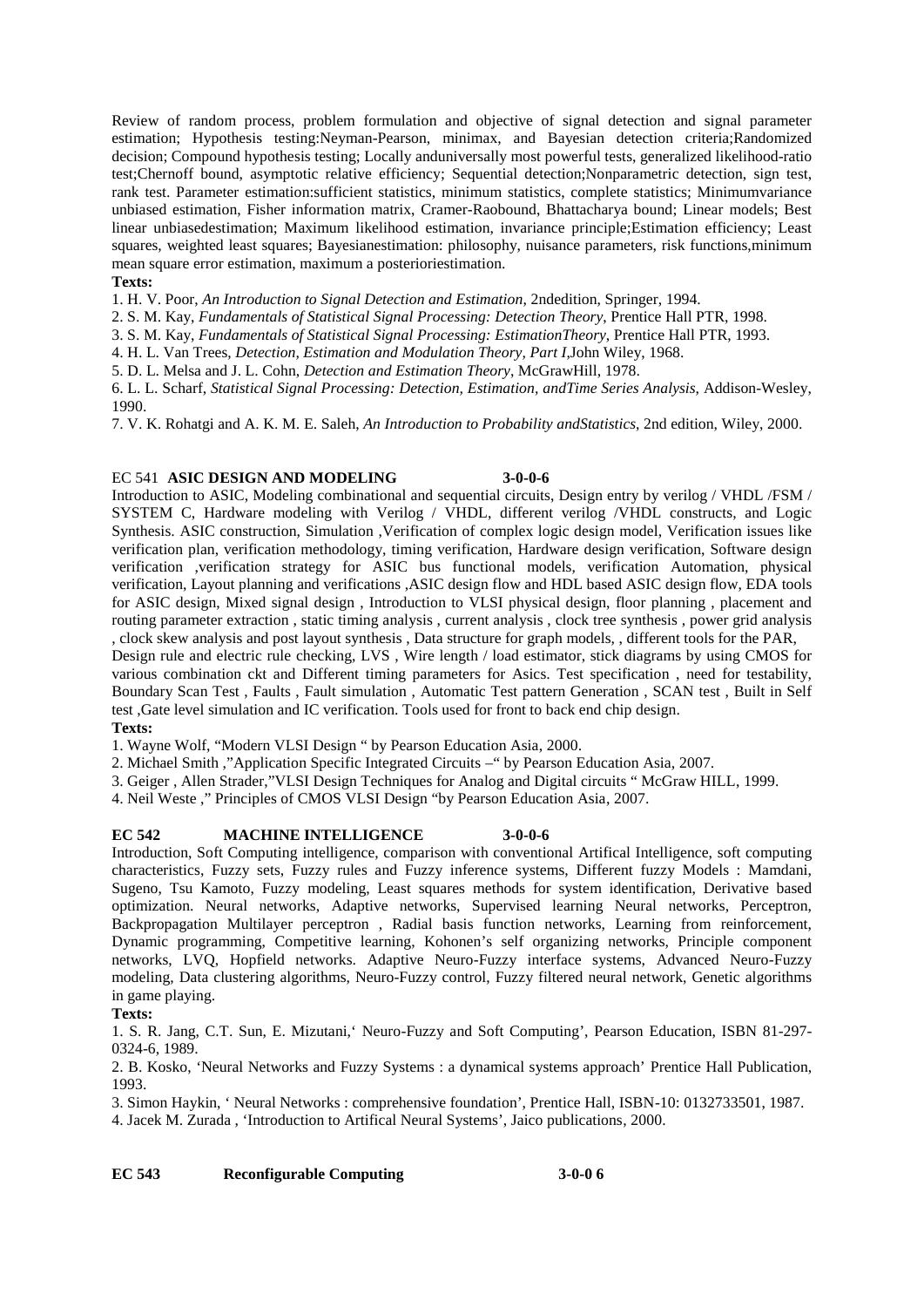Review of random process, problem formulation and objective of signal detection and signal parameter estimation; Hypothesis testing:Neyman-Pearson, minimax, and Bayesian detection criteria;Randomized decision; Compound hypothesis testing; Locally anduniversally most powerful tests, generalized likelihood-ratio test;Chernoff bound, asymptotic relative efficiency; Sequential detection;Nonparametric detection, sign test, rank test. Parameter estimation:sufficient statistics, minimum statistics, complete statistics; Minimumvariance unbiased estimation, Fisher information matrix, Cramer-Raobound, Bhattacharya bound; Linear models; Best linear unbiasedestimation; Maximum likelihood estimation, invariance principle;Estimation efficiency; Least squares, weighted least squares; Bayesianestimation: philosophy, nuisance parameters, risk functions,minimum mean square error estimation, maximum a posterioriestimation.

**Texts:**

1. H. V. Poor, *An Introduction to Signal Detection and Estimation*, 2ndedition, Springer, 1994.
2. S. M. Kay, *Fundamentals of Statistical Signal Processing: Detection Theory*, Prentice Hall PTR, 1998.
3. S. M. Kay, *Fundamentals of Statistical Signal Processing: EstimationTheory*, Prentice Hall PTR, 1993.
4. H. L. Van Trees, *Detection, Estimation and Modulation Theory, Part I*,John Wiley, 1968.
5. D. L. Melsa and J. L. Cohn, *Detection and Estimation Theory*, McGrawHill, 1978.
6. L. L. Scharf, *Statistical Signal Processing: Detection, Estimation, andTime Series Analysis*, Addison-Wesley, 1990.
7. V. K. Rohatgi and A. K. M. E. Saleh, *An Introduction to Probability andStatistics*, 2nd edition, Wiley, 2000.

EC 541 **ASIC DESIGN AND MODELING** **3-0-0-6**

Introduction to ASIC, Modeling combinational and sequential circuits, Design entry by verilog / VHDL /FSM / SYSTEM C, Hardware modeling with Verilog / VHDL, different verilog /VHDL constructs, and Logic Synthesis. ASIC construction, Simulation ,Verification of complex logic design model, Verification issues like verification plan, verification methodology, timing verification, Hardware design verification, Software design verification ,verification strategy for ASIC bus functional models, verification Automation, physical verification, Layout planning and verifications ,ASIC design flow and HDL based ASIC design flow, EDA tools for ASIC design, Mixed signal design , Introduction to VLSI physical design, floor planning , placement and routing parameter extraction , static timing analysis , current analysis , clock tree synthesis , power grid analysis , clock skew analysis and post layout synthesis , Data structure for graph models, , different tools for the PAR, Design rule and electric rule checking, LVS , Wire length / load estimator, stick diagrams by using CMOS for various combination ckt and Different timing parameters for Asics. Test specification , need for testability, Boundary Scan Test , Faults , Fault simulation , Automatic Test pattern Generation , SCAN test , Built in Self test ,Gate level simulation and IC verification. Tools used for front to back end chip design.

**Texts:**

1. Wayne Wolf, "Modern VLSI Design " by Pearson Education Asia, 2000.
2. Michael Smith ,"Application Specific Integrated Circuits –" by Pearson Education Asia, 2007.
3. Geiger , Allen Strader,"VLSI Design Techniques for Analog and Digital circuits " McGraw HILL, 1999.
4. Neil Weste ," Principles of CMOS VLSI Design "by Pearson Education Asia, 2007.

**EC 542 MACHINE INTELLIGENCE 3-0-0-6**

Introduction, Soft Computing intelligence, comparison with conventional Artifical Intelligence, soft computing characteristics, Fuzzy sets, Fuzzy rules and Fuzzy inference systems, Different fuzzy Models : Mamdani, Sugeno, Tsu Kamoto, Fuzzy modeling, Least squares methods for system identification, Derivative based optimization. Neural networks, Adaptive networks, Supervised learning Neural networks, Perceptron, Backpropagation Multilayer perceptron , Radial basis function networks, Learning from reinforcement, Dynamic programming, Competitive learning, Kohonen's self organizing networks, Principle component networks, LVQ, Hopfield networks. Adaptive Neuro-Fuzzy interface systems, Advanced Neuro-Fuzzy modeling, Data clustering algorithms, Neuro-Fuzzy control, Fuzzy filtered neural network, Genetic algorithms in game playing.

**Texts:**

1. S. R. Jang, C.T. Sun, E. Mizutani,' Neuro-Fuzzy and Soft Computing', Pearson Education, ISBN 81-297-0324-6, 1989.
2. B. Kosko, 'Neural Networks and Fuzzy Systems : a dynamical systems approach' Prentice Hall Publication, 1993.
3. Simon Haykin, ' Neural Networks : comprehensive foundation', Prentice Hall, ISBN-10: 0132733501, 1987.
4. Jacek M. Zurada , 'Introduction to Artifical Neural Systems', Jaico publications, 2000.

**EC 543 Reconfigurable Computing 3-0-0 6**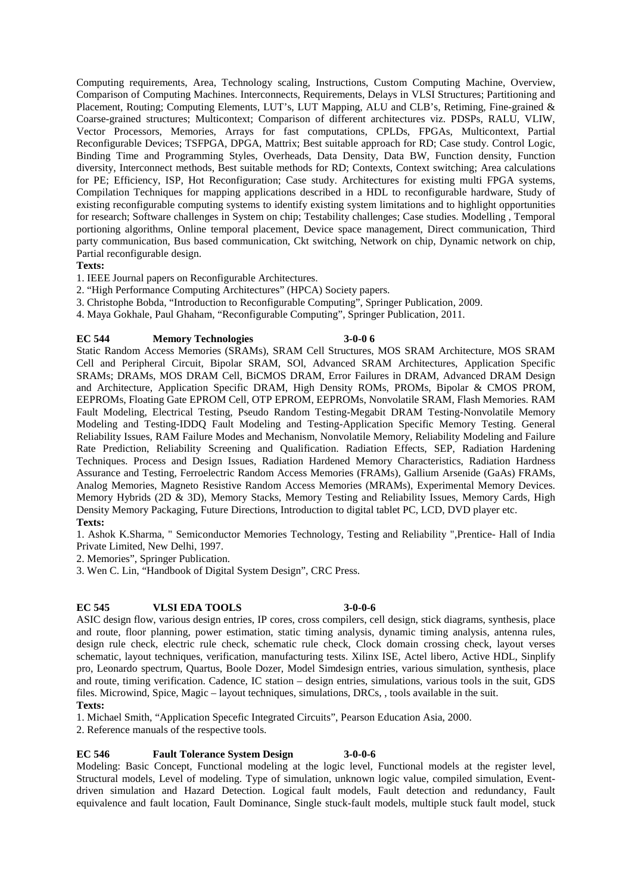Computing requirements, Area, Technology scaling, Instructions, Custom Computing Machine, Overview, Comparison of Computing Machines. Interconnects, Requirements, Delays in VLSI Structures; Partitioning and Placement, Routing; Computing Elements, LUT's, LUT Mapping, ALU and CLB's, Retiming, Fine-grained & Coarse-grained structures; Multicontext; Comparison of different architectures viz. PDSPs, RALU, VLIW, Vector Processors, Memories, Arrays for fast computations, CPLDs, FPGAs, Multicontext, Partial Reconfigurable Devices; TSFPGA, DPGA, Mattrix; Best suitable approach for RD; Case study. Control Logic, Binding Time and Programming Styles, Overheads, Data Density, Data BW, Function density, Function diversity, Interconnect methods, Best suitable methods for RD; Contexts, Context switching; Area calculations for PE; Efficiency, ISP, Hot Reconfiguration; Case study. Architectures for existing multi FPGA systems, Compilation Techniques for mapping applications described in a HDL to reconfigurable hardware, Study of existing reconfigurable computing systems to identify existing system limitations and to highlight opportunities for research; Software challenges in System on chip; Testability challenges; Case studies. Modelling , Temporal portioning algorithms, Online temporal placement, Device space management, Direct communication, Third party communication, Bus based communication, Ckt switching, Network on chip, Dynamic network on chip, Partial reconfigurable design.

**Texts:**

1. IEEE Journal papers on Reconfigurable Architectures.
2. "High Performance Computing Architectures" (HPCA) Society papers.
3. Christophe Bobda, "Introduction to Reconfigurable Computing", Springer Publication, 2009.
4. Maya Gokhale, Paul Ghaham, "Reconfigurable Computing", Springer Publication, 2011.

**EC 544 Memory Technologies 3-0-0 6**

Static Random Access Memories (SRAMs), SRAM Cell Structures, MOS SRAM Architecture, MOS SRAM Cell and Peripheral Circuit, Bipolar SRAM, SOl, Advanced SRAM Architectures, Application Specific SRAMs; DRAMs, MOS DRAM Cell, BiCMOS DRAM, Error Failures in DRAM, Advanced DRAM Design and Architecture, Application Specific DRAM, High Density ROMs, PROMs, Bipolar & CMOS PROM, EEPROMs, Floating Gate EPROM Cell, OTP EPROM, EEPROMs, Nonvolatile SRAM, Flash Memories. RAM Fault Modeling, Electrical Testing, Pseudo Random Testing-Megabit DRAM Testing-Nonvolatile Memory Modeling and Testing-IDDQ Fault Modeling and Testing-Application Specific Memory Testing. General Reliability Issues, RAM Failure Modes and Mechanism, Nonvolatile Memory, Reliability Modeling and Failure Rate Prediction, Reliability Screening and Qualification. Radiation Effects, SEP, Radiation Hardening Techniques. Process and Design Issues, Radiation Hardened Memory Characteristics, Radiation Hardness Assurance and Testing, Ferroelectric Random Access Memories (FRAMs), Gallium Arsenide (GaAs) FRAMs, Analog Memories, Magneto Resistive Random Access Memories (MRAMs), Experimental Memory Devices. Memory Hybrids (2D & 3D), Memory Stacks, Memory Testing and Reliability Issues, Memory Cards, High Density Memory Packaging, Future Directions, Introduction to digital tablet PC, LCD, DVD player etc.

**Texts:**

1. Ashok K.Sharma, " Semiconductor Memories Technology, Testing and Reliability ",Prentice- Hall of India Private Limited, New Delhi, 1997.
2. Memories", Springer Publication.
3. Wen C. Lin, "Handbook of Digital System Design", CRC Press.

**EC 545 VLSI EDA TOOLS 3-0-0-6**

ASIC design flow, various design entries, IP cores, cross compilers, cell design, stick diagrams, synthesis, place and route, floor planning, power estimation, static timing analysis, dynamic timing analysis, antenna rules, design rule check, electric rule check, schematic rule check, Clock domain crossing check, layout verses schematic, layout techniques, verification, manufacturing tests. Xilinx ISE, Actel libero, Active HDL, Sinplify pro, Leonardo spectrum, Quartus, Boole Dozer, Model Simdesign entries, various simulation, synthesis, place and route, timing verification. Cadence, IC station – design entries, simulations, various tools in the suit, GDS files. Microwind, Spice, Magic – layout techniques, simulations, DRCs, , tools available in the suit.

**Texts:**

1. Michael Smith, "Application Specefic Integrated Circuits", Pearson Education Asia, 2000.
2. Reference manuals of the respective tools.

**EC 546 Fault Tolerance System Design 3-0-0-6**

Modeling: Basic Concept, Functional modeling at the logic level, Functional models at the register level, Structural models, Level of modeling. Type of simulation, unknown logic value, compiled simulation, Event-driven simulation and Hazard Detection. Logical fault models, Fault detection and redundancy, Fault equivalence and fault location, Fault Dominance, Single stuck-fault models, multiple stuck fault model, stuck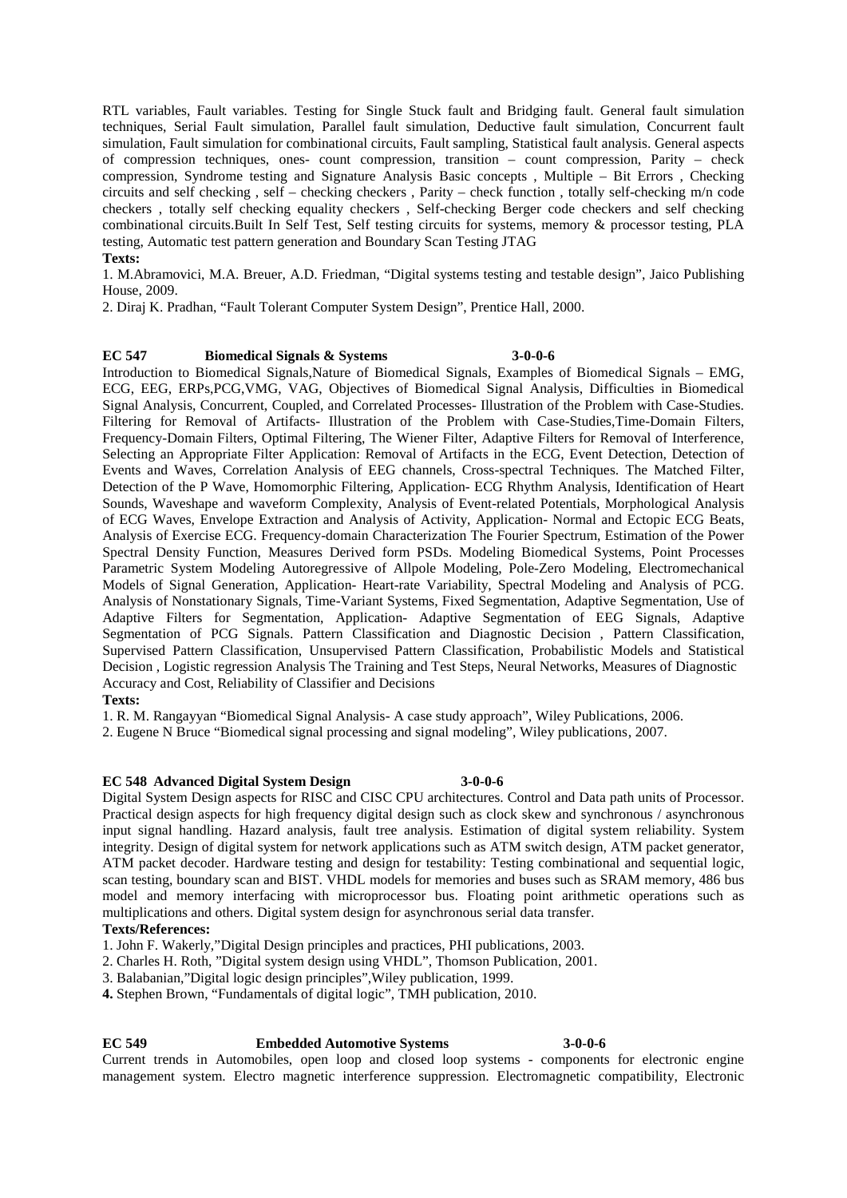RTL variables, Fault variables. Testing for Single Stuck fault and Bridging fault. General fault simulation techniques, Serial Fault simulation, Parallel fault simulation, Deductive fault simulation, Concurrent fault simulation, Fault simulation for combinational circuits, Fault sampling, Statistical fault analysis. General aspects of compression techniques, ones- count compression, transition – count compression, Parity – check compression, Syndrome testing and Signature Analysis Basic concepts , Multiple – Bit Errors , Checking circuits and self checking , self – checking checkers , Parity – check function , totally self-checking m/n code checkers , totally self checking equality checkers , Self-checking Berger code checkers and self checking combinational circuits.Built In Self Test, Self testing circuits for systems, memory & processor testing, PLA testing, Automatic test pattern generation and Boundary Scan Testing JTAG

**Texts:**

1. M.Abramovici, M.A. Breuer, A.D. Friedman, "Digital systems testing and testable design", Jaico Publishing House, 2009.
2. Diraj K. Pradhan, "Fault Tolerant Computer System Design", Prentice Hall, 2000.

**EC 547 Biomedical Signals & Systems 3-0-0-6**

Introduction to Biomedical Signals,Nature of Biomedical Signals, Examples of Biomedical Signals – EMG, ECG, EEG, ERPs,PCG,VMG, VAG, Objectives of Biomedical Signal Analysis, Difficulties in Biomedical Signal Analysis, Concurrent, Coupled, and Correlated Processes- Illustration of the Problem with Case-Studies. Filtering for Removal of Artifacts- Illustration of the Problem with Case-Studies,Time-Domain Filters, Frequency-Domain Filters, Optimal Filtering, The Wiener Filter, Adaptive Filters for Removal of Interference, Selecting an Appropriate Filter Application: Removal of Artifacts in the ECG, Event Detection, Detection of Events and Waves, Correlation Analysis of EEG channels, Cross-spectral Techniques. The Matched Filter, Detection of the P Wave, Homomorphic Filtering, Application- ECG Rhythm Analysis, Identification of Heart Sounds, Waveshape and waveform Complexity, Analysis of Event-related Potentials, Morphological Analysis of ECG Waves, Envelope Extraction and Analysis of Activity, Application- Normal and Ectopic ECG Beats, Analysis of Exercise ECG. Frequency-domain Characterization The Fourier Spectrum, Estimation of the Power Spectral Density Function, Measures Derived form PSDs. Modeling Biomedical Systems, Point Processes Parametric System Modeling Autoregressive of Allpole Modeling, Pole-Zero Modeling, Electromechanical Models of Signal Generation, Application- Heart-rate Variability, Spectral Modeling and Analysis of PCG. Analysis of Nonstationary Signals, Time-Variant Systems, Fixed Segmentation, Adaptive Segmentation, Use of Adaptive Filters for Segmentation, Application- Adaptive Segmentation of EEG Signals, Adaptive Segmentation of PCG Signals. Pattern Classification and Diagnostic Decision , Pattern Classification, Supervised Pattern Classification, Unsupervised Pattern Classification, Probabilistic Models and Statistical Decision , Logistic regression Analysis The Training and Test Steps, Neural Networks, Measures of Diagnostic Accuracy and Cost, Reliability of Classifier and Decisions

**Texts:**

1. R. M. Rangayyan "Biomedical Signal Analysis- A case study approach", Wiley Publications, 2006.
2. Eugene N Bruce "Biomedical signal processing and signal modeling", Wiley publications, 2007.

**EC 548 Advanced Digital System Design 3-0-0-6**

Digital System Design aspects for RISC and CISC CPU architectures. Control and Data path units of Processor. Practical design aspects for high frequency digital design such as clock skew and synchronous / asynchronous input signal handling. Hazard analysis, fault tree analysis. Estimation of digital system reliability. System integrity. Design of digital system for network applications such as ATM switch design, ATM packet generator, ATM packet decoder. Hardware testing and design for testability: Testing combinational and sequential logic, scan testing, boundary scan and BIST. VHDL models for memories and buses such as SRAM memory, 486 bus model and memory interfacing with microprocessor bus. Floating point arithmetic operations such as multiplications and others. Digital system design for asynchronous serial data transfer.

**Texts/References:**

1. John F. Wakerly,"Digital Design principles and practices, PHI publications, 2003.
2. Charles H. Roth, "Digital system design using VHDL", Thomson Publication, 2001.
3. Balabanian,"Digital logic design principles",Wiley publication, 1999.
4. Stephen Brown, "Fundamentals of digital logic", TMH publication, 2010.

**EC 549 Embedded Automotive Systems 3-0-0-6**

Current trends in Automobiles, open loop and closed loop systems - components for electronic engine management system. Electro magnetic interference suppression. Electromagnetic compatibility, Electronic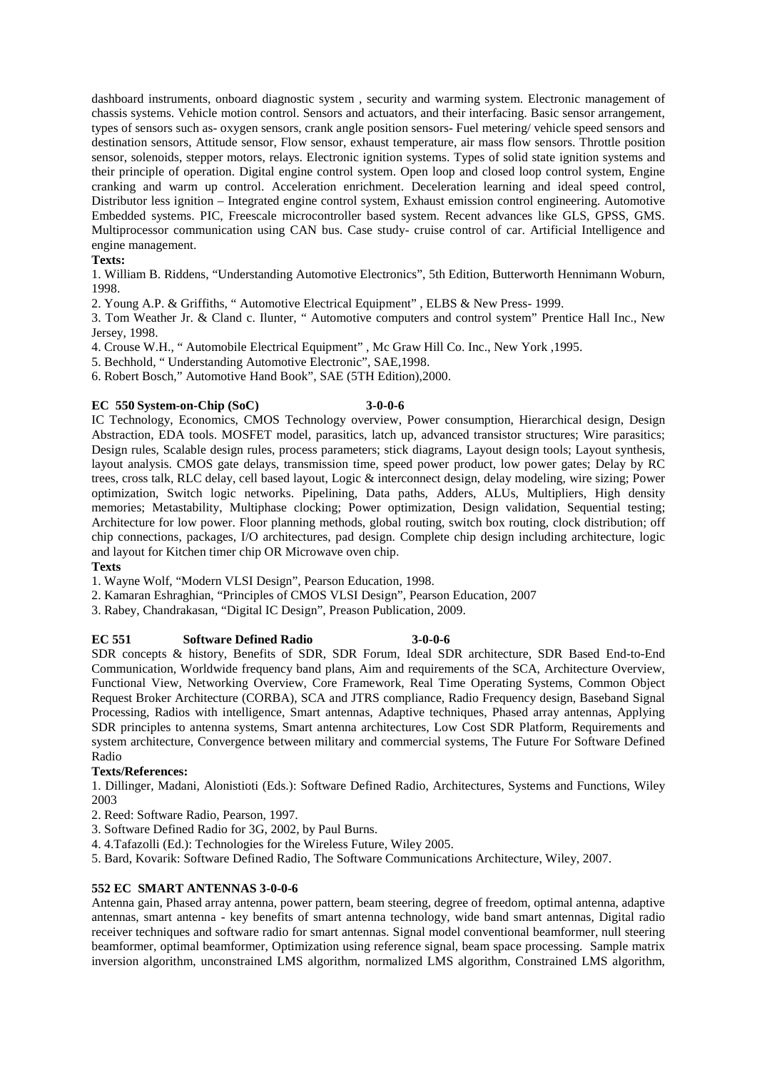dashboard instruments, onboard diagnostic system , security and warming system. Electronic management of chassis systems. Vehicle motion control. Sensors and actuators, and their interfacing. Basic sensor arrangement, types of sensors such as- oxygen sensors, crank angle position sensors- Fuel metering/ vehicle speed sensors and destination sensors, Attitude sensor, Flow sensor, exhaust temperature, air mass flow sensors. Throttle position sensor, solenoids, stepper motors, relays. Electronic ignition systems. Types of solid state ignition systems and their principle of operation. Digital engine control system. Open loop and closed loop control system, Engine cranking and warm up control. Acceleration enrichment. Deceleration learning and ideal speed control, Distributor less ignition – Integrated engine control system, Exhaust emission control engineering. Automotive Embedded systems. PIC, Freescale microcontroller based system. Recent advances like GLS, GPSS, GMS. Multiprocessor communication using CAN bus. Case study- cruise control of car. Artificial Intelligence and engine management.

**Texts:**

1. William B. Riddens, "Understanding Automotive Electronics", 5th Edition, Butterworth Hennimann Woburn, 1998.
2. Young A.P. & Griffiths, " Automotive Electrical Equipment" , ELBS & New Press- 1999.
3. Tom Weather Jr. & Cland c. Ilunter, " Automotive computers and control system" Prentice Hall Inc., New Jersey, 1998.
4. Crouse W.H., " Automobile Electrical Equipment" , Mc Graw Hill Co. Inc., New York ,1995.
5. Bechhold, " Understanding Automotive Electronic", SAE,1998.
6. Robert Bosch," Automotive Hand Book", SAE (5TH Edition),2000.

**EC 550 System-on-Chip (SoC) 3-0-0-6**

IC Technology, Economics, CMOS Technology overview, Power consumption, Hierarchical design, Design Abstraction, EDA tools. MOSFET model, parasitics, latch up, advanced transistor structures; Wire parasitics; Design rules, Scalable design rules, process parameters; stick diagrams, Layout design tools; Layout synthesis, layout analysis. CMOS gate delays, transmission time, speed power product, low power gates; Delay by RC trees, cross talk, RLC delay, cell based layout, Logic & interconnect design, delay modeling, wire sizing; Power optimization, Switch logic networks. Pipelining, Data paths, Adders, ALUs, Multipliers, High density memories; Metastability, Multiphase clocking; Power optimization, Design validation, Sequential testing; Architecture for low power. Floor planning methods, global routing, switch box routing, clock distribution; off chip connections, packages, I/O architectures, pad design. Complete chip design including architecture, logic and layout for Kitchen timer chip OR Microwave oven chip.

**Texts**

1. Wayne Wolf, "Modern VLSI Design", Pearson Education, 1998.
2. Kamaran Eshraghian, "Principles of CMOS VLSI Design", Pearson Education, 2007
3. Rabey, Chandrakasan, "Digital IC Design", Preason Publication, 2009.

**EC 551 Software Defined Radio 3-0-0-6**

SDR concepts & history, Benefits of SDR, SDR Forum, Ideal SDR architecture, SDR Based End-to-End Communication, Worldwide frequency band plans, Aim and requirements of the SCA, Architecture Overview, Functional View, Networking Overview, Core Framework, Real Time Operating Systems, Common Object Request Broker Architecture (CORBA), SCA and JTRS compliance, Radio Frequency design, Baseband Signal Processing, Radios with intelligence, Smart antennas, Adaptive techniques, Phased array antennas, Applying SDR principles to antenna systems, Smart antenna architectures, Low Cost SDR Platform, Requirements and system architecture, Convergence between military and commercial systems, The Future For Software Defined Radio

**Texts/References:**

1. Dillinger, Madani, Alonistioti (Eds.): Software Defined Radio, Architectures, Systems and Functions, Wiley 2003
2. Reed: Software Radio, Pearson, 1997.
3. Software Defined Radio for 3G, 2002, by Paul Burns.
4. 4.Tafazolli (Ed.): Technologies for the Wireless Future, Wiley 2005.
5. Bard, Kovarik: Software Defined Radio, The Software Communications Architecture, Wiley, 2007.

**552 EC SMART ANTENNAS 3-0-0-6**

Antenna gain, Phased array antenna, power pattern, beam steering, degree of freedom, optimal antenna, adaptive antennas, smart antenna - key benefits of smart antenna technology, wide band smart antennas, Digital radio receiver techniques and software radio for smart antennas. Signal model conventional beamformer, null steering beamformer, optimal beamformer, Optimization using reference signal, beam space processing. Sample matrix inversion algorithm, unconstrained LMS algorithm, normalized LMS algorithm, Constrained LMS algorithm,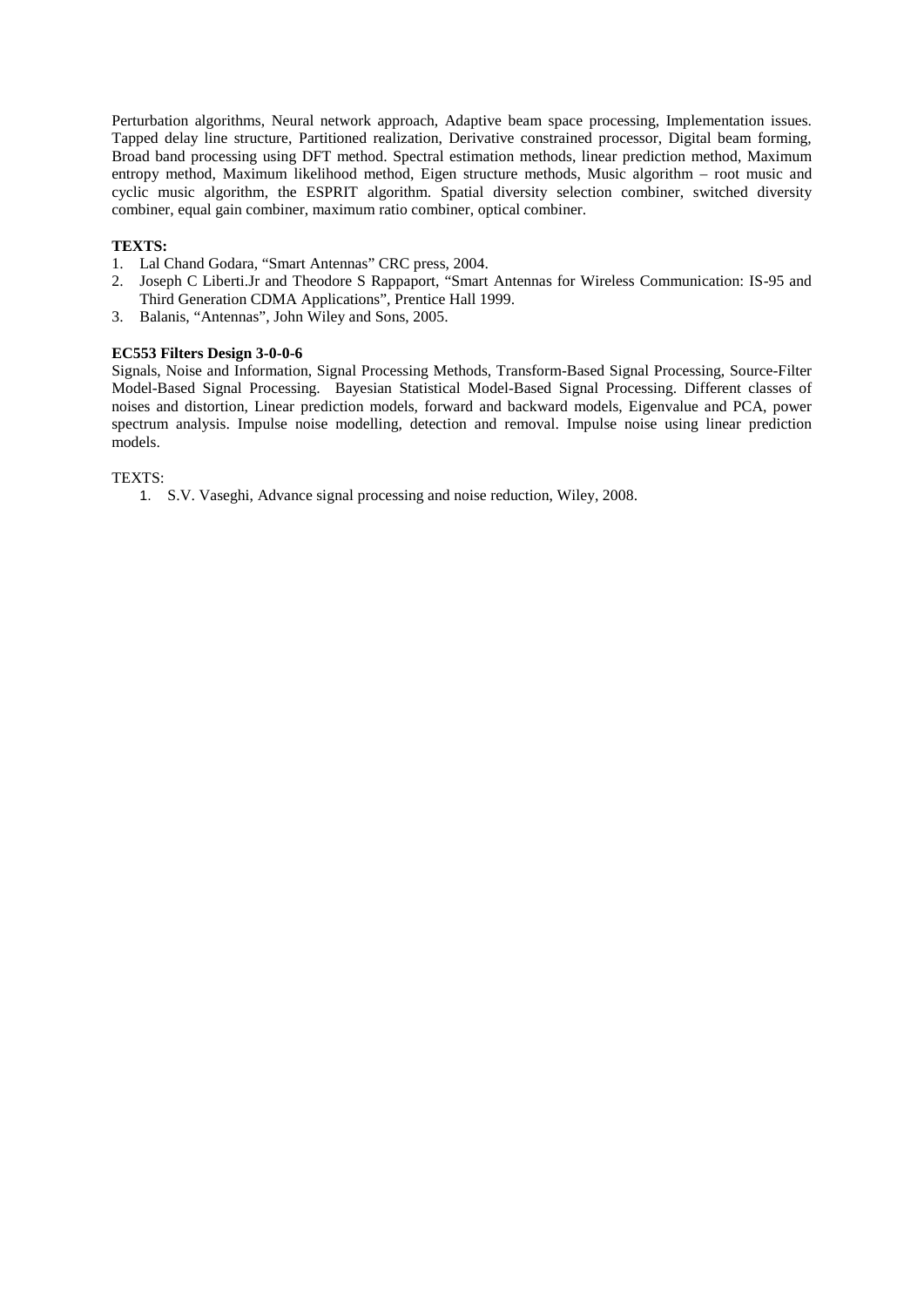Perturbation algorithms, Neural network approach, Adaptive beam space processing, Implementation issues. Tapped delay line structure, Partitioned realization, Derivative constrained processor, Digital beam forming, Broad band processing using DFT method. Spectral estimation methods, linear prediction method, Maximum entropy method, Maximum likelihood method, Eigen structure methods, Music algorithm – root music and cyclic music algorithm, the ESPRIT algorithm. Spatial diversity selection combiner, switched diversity combiner, equal gain combiner, maximum ratio combiner, optical combiner.

**TEXTS:**

1. Lal Chand Godara, "Smart Antennas" CRC press, 2004.
2. Joseph C Liberti.Jr and Theodore S Rappaport, "Smart Antennas for Wireless Communication: IS-95 and Third Generation CDMA Applications", Prentice Hall 1999.
3. Balanis, "Antennas", John Wiley and Sons, 2005.

**EC553 Filters Design 3-0-0-6**

Signals, Noise and Information, Signal Processing Methods, Transform-Based Signal Processing, Source-Filter Model-Based Signal Processing. Bayesian Statistical Model-Based Signal Processing. Different classes of noises and distortion, Linear prediction models, forward and backward models, Eigenvalue and PCA, power spectrum analysis. Impulse noise modelling, detection and removal. Impulse noise using linear prediction models.

TEXTS:

1. S.V. Vaseghi, Advance signal processing and noise reduction, Wiley, 2008.